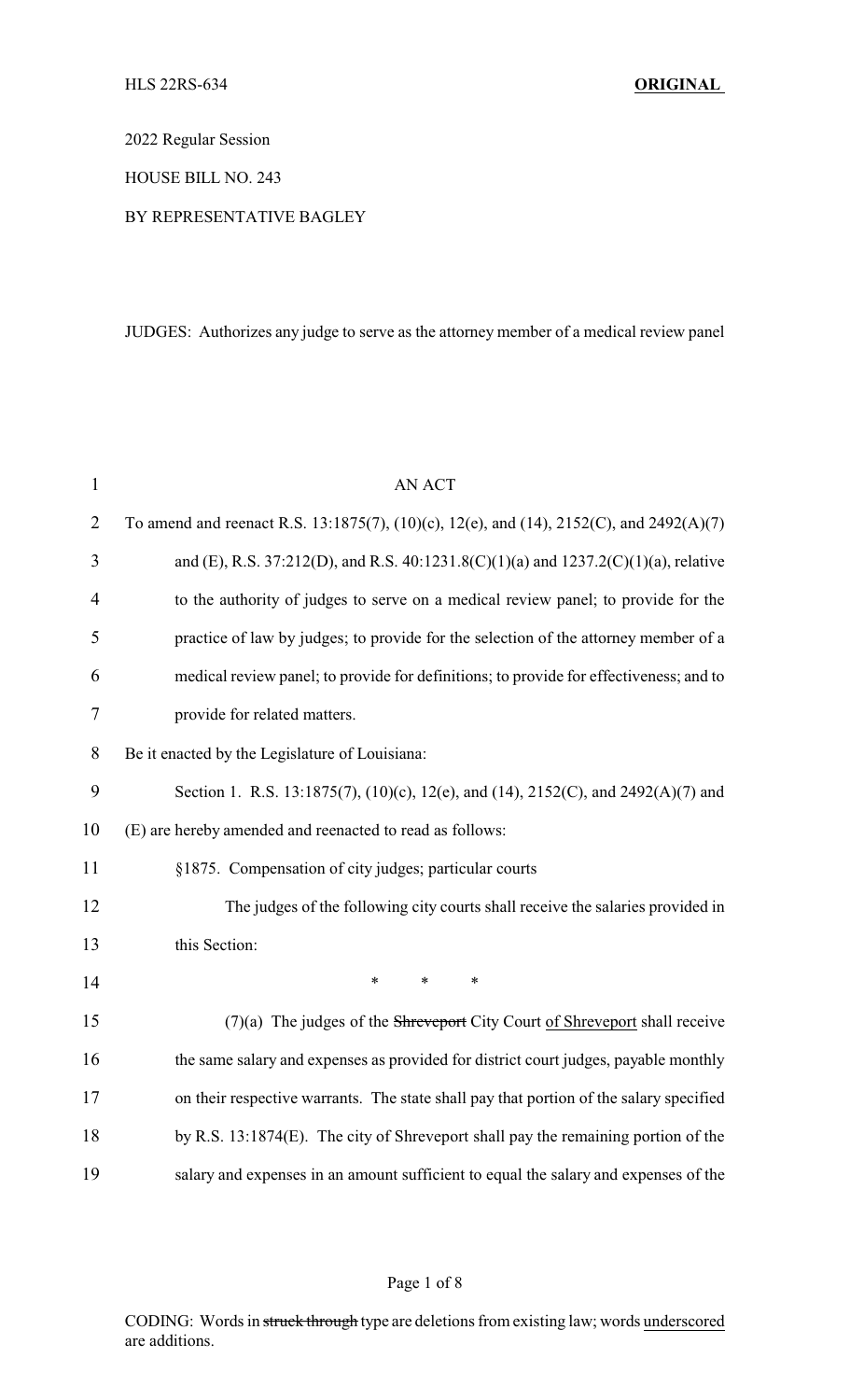HLS 22RS-634 **ORIGINAL**

2022 Regular Session

HOUSE BILL NO. 243

BY REPRESENTATIVE BAGLEY

JUDGES: Authorizes any judge to serve as the attorney member of a medical review panel

AN ACT

To amend and reenact R.S. 13:1875(7), (10)(c), 12(e), and (14), 2152(C), and 2492(A)(7) and (E), R.S. 37:212(D), and R.S. 40:1231.8(C)(1)(a) and 1237.2(C)(1)(a), relative to the authority of judges to serve on a medical review panel; to provide for the practice of law by judges; to provide for the selection of the attorney member of a medical review panel; to provide for definitions; to provide for effectiveness; and to provide for related matters.

Be it enacted by the Legislature of Louisiana:

Section 1. R.S. 13:1875(7), (10)(c), 12(e), and (14), 2152(C), and 2492(A)(7) and (E) are hereby amended and reenacted to read as follows:

§1875. Compensation of city judges; particular courts

The judges of the following city courts shall receive the salaries provided in this Section:

\* \* \*

(7)(a) The judges of the ~~Shreveport~~ City Court <u>of Shreveport</u> shall receive the same salary and expenses as provided for district court judges, payable monthly on their respective warrants. The state shall pay that portion of the salary specified by R.S. 13:1874(E). The city of Shreveport shall pay the remaining portion of the salary and expenses in an amount sufficient to equal the salary and expenses of the

CODING: Words in ~~struck through~~ type are deletions from existing law; words <u>underscored</u> are additions.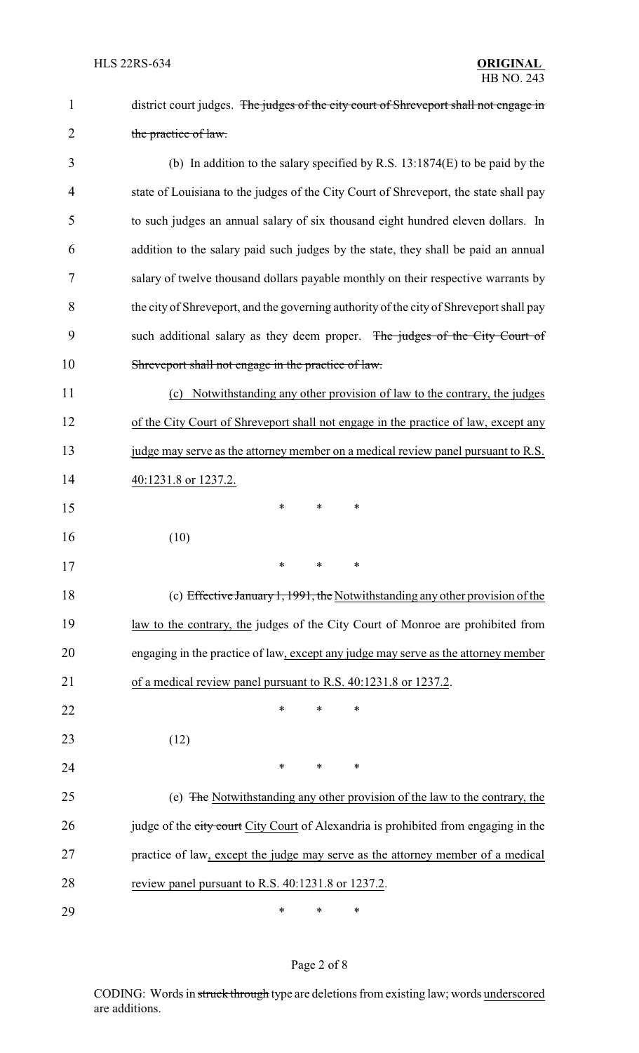district court judges. ~~The judges of the city court of Shreveport shall not engage in the practice of law.~~

(b) In addition to the salary specified by R.S. 13:1874(E) to be paid by the state of Louisiana to the judges of the City Court of Shreveport, the state shall pay to such judges an annual salary of six thousand eight hundred eleven dollars. In addition to the salary paid such judges by the state, they shall be paid an annual salary of twelve thousand dollars payable monthly on their respective warrants by the city of Shreveport, and the governing authority of the city of Shreveport shall pay such additional salary as they deem proper. ~~The judges of the City Court of Shreveport shall not engage in the practice of law.~~

<u>(c) Notwithstanding any other provision of law to the contrary, the judges of the City Court of Shreveport shall not engage in the practice of law, except any judge may serve as the attorney member on a medical review panel pursuant to R.S. 40:1231.8 or 1237.2.</u>

\* \* \*

(10)

\* \* \*

(c) ~~Effective January 1, 1991, the~~ <u>Notwithstanding any other provision of the law to the contrary, the</u> judges of the City Court of Monroe are prohibited from engaging in the practice of law<u>, except any judge may serve as the attorney member of a medical review panel pursuant to R.S. 40:1231.8 or 1237.2</u>.

\* \* \*

(12)

\* \* \*

(e) ~~The~~ <u>Notwithstanding any other provision of the law to the contrary, the</u> judge of the ~~city court~~ <u>City Court</u> of Alexandria is prohibited from engaging in the practice of law<u>, except the judge may serve as the attorney member of a medical review panel pursuant to R.S. 40:1231.8 or 1237.2</u>.

\* \* \*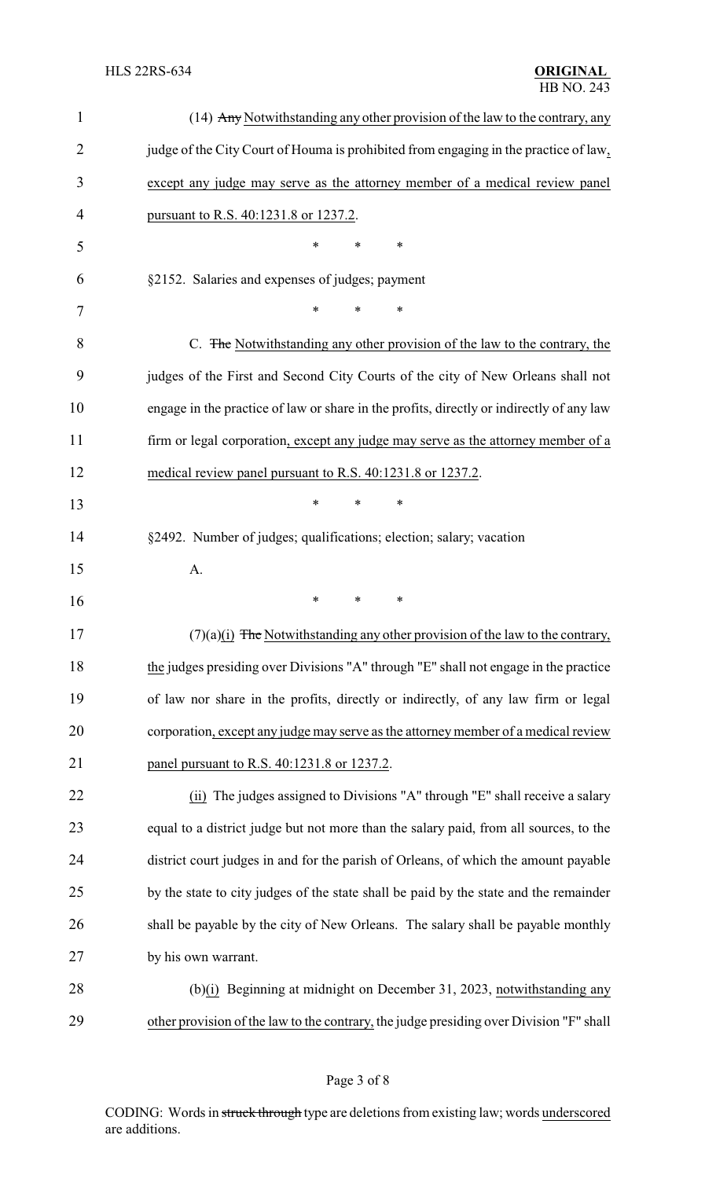(14) ~~Any~~ Notwithstanding any other provision of the law to the contrary, any judge of the City Court of Houma is prohibited from engaging in the practice of law, except any judge may serve as the attorney member of a medical review panel pursuant to R.S. 40:1231.8 or 1237.2.

\* \* \*

§2152. Salaries and expenses of judges; payment

\* \* \*

C. ~~The~~ Notwithstanding any other provision of the law to the contrary, the judges of the First and Second City Courts of the city of New Orleans shall not engage in the practice of law or share in the profits, directly or indirectly of any law firm or legal corporation, except any judge may serve as the attorney member of a medical review panel pursuant to R.S. 40:1231.8 or 1237.2.

\* \* \*

§2492. Number of judges; qualifications; election; salary; vacation

A.

\* \* \*

(7)(a)(i) ~~The~~ Notwithstanding any other provision of the law to the contrary, the judges presiding over Divisions "A" through "E" shall not engage in the practice of law nor share in the profits, directly or indirectly, of any law firm or legal corporation, except any judge may serve as the attorney member of a medical review panel pursuant to R.S. 40:1231.8 or 1237.2.

(ii) The judges assigned to Divisions "A" through "E" shall receive a salary equal to a district judge but not more than the salary paid, from all sources, to the district court judges in and for the parish of Orleans, of which the amount payable by the state to city judges of the state shall be paid by the state and the remainder shall be payable by the city of New Orleans. The salary shall be payable monthly by his own warrant.

(b)(i) Beginning at midnight on December 31, 2023, notwithstanding any other provision of the law to the contrary, the judge presiding over Division "F" shall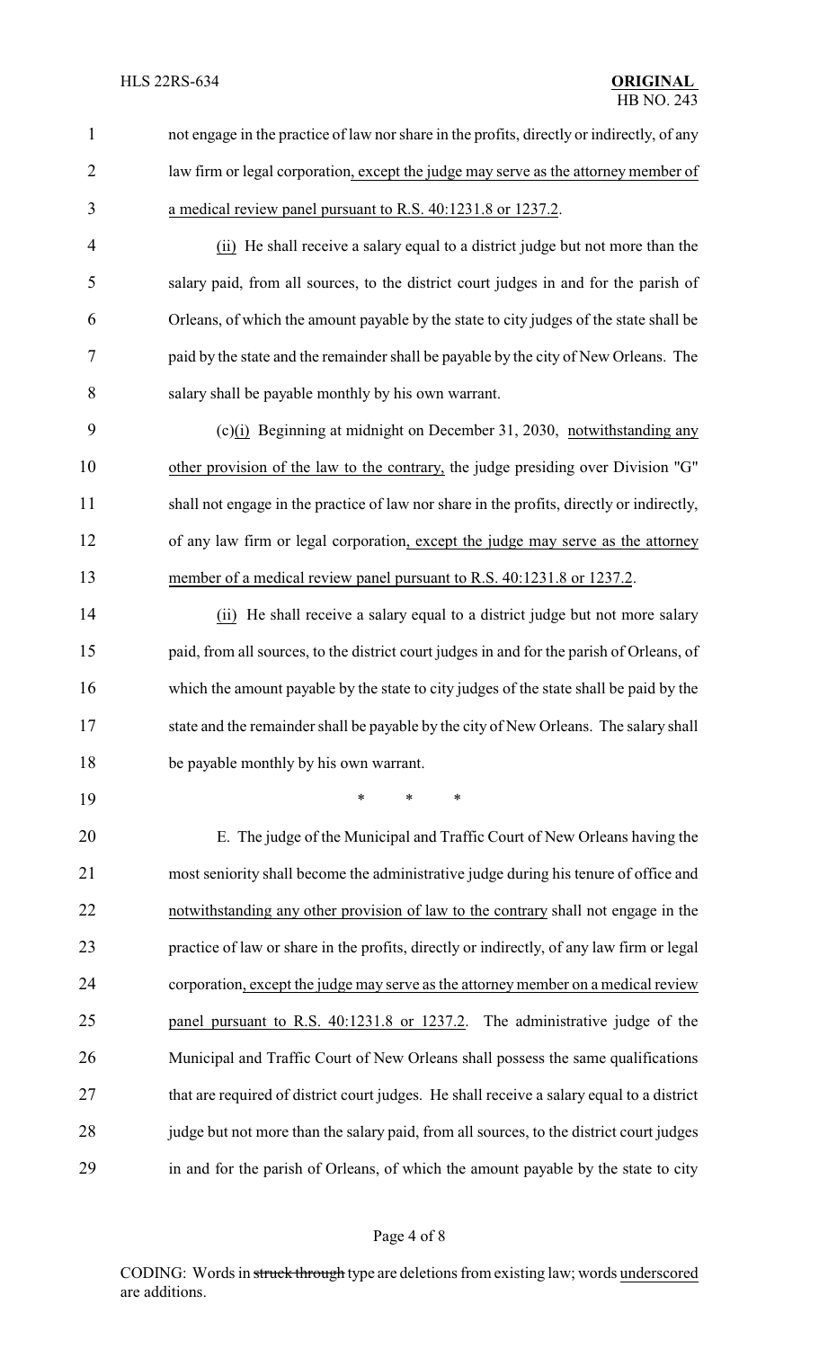not engage in the practice of law nor share in the profits, directly or indirectly, of any law firm or legal corporation, except the judge may serve as the attorney member of a medical review panel pursuant to R.S. 40:1231.8 or 1237.2.

(ii) He shall receive a salary equal to a district judge but not more than the salary paid, from all sources, to the district court judges in and for the parish of Orleans, of which the amount payable by the state to city judges of the state shall be paid by the state and the remainder shall be payable by the city of New Orleans. The salary shall be payable monthly by his own warrant.

(c)(i) Beginning at midnight on December 31, 2030, notwithstanding any other provision of the law to the contrary, the judge presiding over Division "G" shall not engage in the practice of law nor share in the profits, directly or indirectly, of any law firm or legal corporation, except the judge may serve as the attorney member of a medical review panel pursuant to R.S. 40:1231.8 or 1237.2.

(ii) He shall receive a salary equal to a district judge but not more salary paid, from all sources, to the district court judges in and for the parish of Orleans, of which the amount payable by the state to city judges of the state shall be paid by the state and the remainder shall be payable by the city of New Orleans. The salary shall be payable monthly by his own warrant.

\* \* \*

E. The judge of the Municipal and Traffic Court of New Orleans having the most seniority shall become the administrative judge during his tenure of office and notwithstanding any other provision of law to the contrary shall not engage in the practice of law or share in the profits, directly or indirectly, of any law firm or legal corporation, except the judge may serve as the attorney member on a medical review panel pursuant to R.S. 40:1231.8 or 1237.2. The administrative judge of the Municipal and Traffic Court of New Orleans shall possess the same qualifications that are required of district court judges. He shall receive a salary equal to a district judge but not more than the salary paid, from all sources, to the district court judges in and for the parish of Orleans, of which the amount payable by the state to city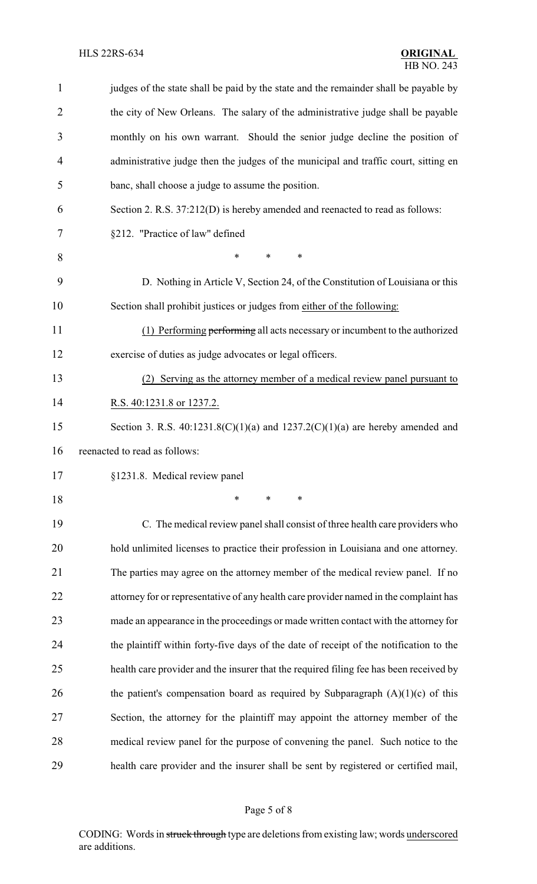judges of the state shall be paid by the state and the remainder shall be payable by the city of New Orleans. The salary of the administrative judge shall be payable monthly on his own warrant. Should the senior judge decline the position of administrative judge then the judges of the municipal and traffic court, sitting en banc, shall choose a judge to assume the position.

Section 2. R.S. 37:212(D) is hereby amended and reenacted to read as follows:

§212. "Practice of law" defined

\* \* \*

D. Nothing in Article V, Section 24, of the Constitution of Louisiana or this Section shall prohibit justices or judges from <u>either of the following:</u>

<u>(1) Performing</u> ~~performing~~ all acts necessary or incumbent to the authorized exercise of duties as judge advocates or legal officers.

<u>(2) Serving as the attorney member of a medical review panel pursuant to R.S. 40:1231.8 or 1237.2.</u>

Section 3. R.S. 40:1231.8(C)(1)(a) and 1237.2(C)(1)(a) are hereby amended and reenacted to read as follows:

§1231.8. Medical review panel

\* \* \*

C. The medical review panel shall consist of three health care providers who hold unlimited licenses to practice their profession in Louisiana and one attorney. The parties may agree on the attorney member of the medical review panel. If no attorney for or representative of any health care provider named in the complaint has made an appearance in the proceedings or made written contact with the attorney for the plaintiff within forty-five days of the date of receipt of the notification to the health care provider and the insurer that the required filing fee has been received by the patient's compensation board as required by Subparagraph (A)(1)(c) of this Section, the attorney for the plaintiff may appoint the attorney member of the medical review panel for the purpose of convening the panel. Such notice to the health care provider and the insurer shall be sent by registered or certified mail,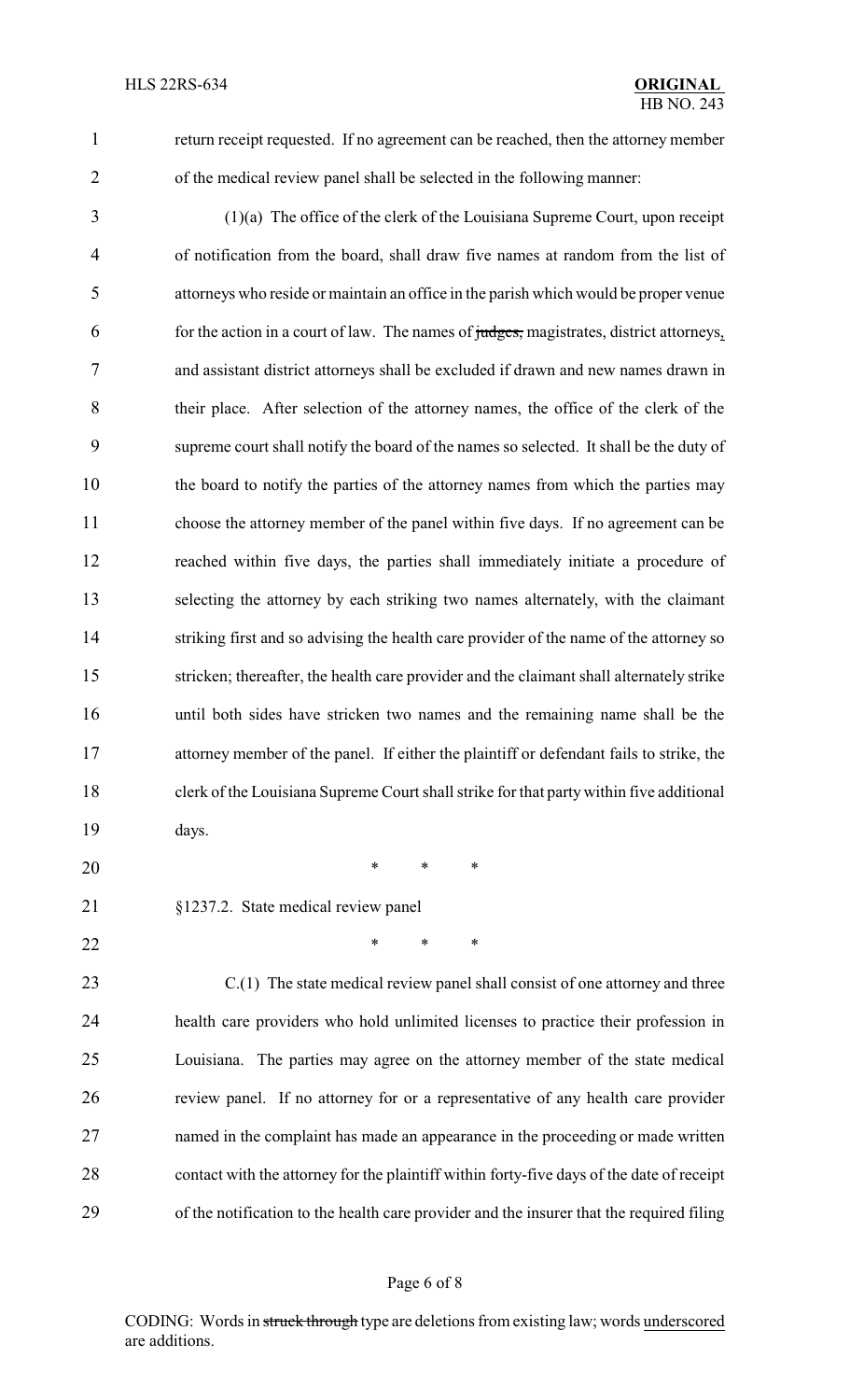return receipt requested. If no agreement can be reached, then the attorney member of the medical review panel shall be selected in the following manner:

(1)(a) The office of the clerk of the Louisiana Supreme Court, upon receipt of notification from the board, shall draw five names at random from the list of attorneys who reside or maintain an office in the parish which would be proper venue for the action in a court of law. The names of ~~judges,~~ magistrates, district attorneys, and assistant district attorneys shall be excluded if drawn and new names drawn in their place. After selection of the attorney names, the office of the clerk of the supreme court shall notify the board of the names so selected. It shall be the duty of the board to notify the parties of the attorney names from which the parties may choose the attorney member of the panel within five days. If no agreement can be reached within five days, the parties shall immediately initiate a procedure of selecting the attorney by each striking two names alternately, with the claimant striking first and so advising the health care provider of the name of the attorney so stricken; thereafter, the health care provider and the claimant shall alternately strike until both sides have stricken two names and the remaining name shall be the attorney member of the panel. If either the plaintiff or defendant fails to strike, the clerk of the Louisiana Supreme Court shall strike for that party within five additional days.

\* \* \*

§1237.2. State medical review panel

\* \* \*

C.(1) The state medical review panel shall consist of one attorney and three health care providers who hold unlimited licenses to practice their profession in Louisiana. The parties may agree on the attorney member of the state medical review panel. If no attorney for or a representative of any health care provider named in the complaint has made an appearance in the proceeding or made written contact with the attorney for the plaintiff within forty-five days of the date of receipt of the notification to the health care provider and the insurer that the required filing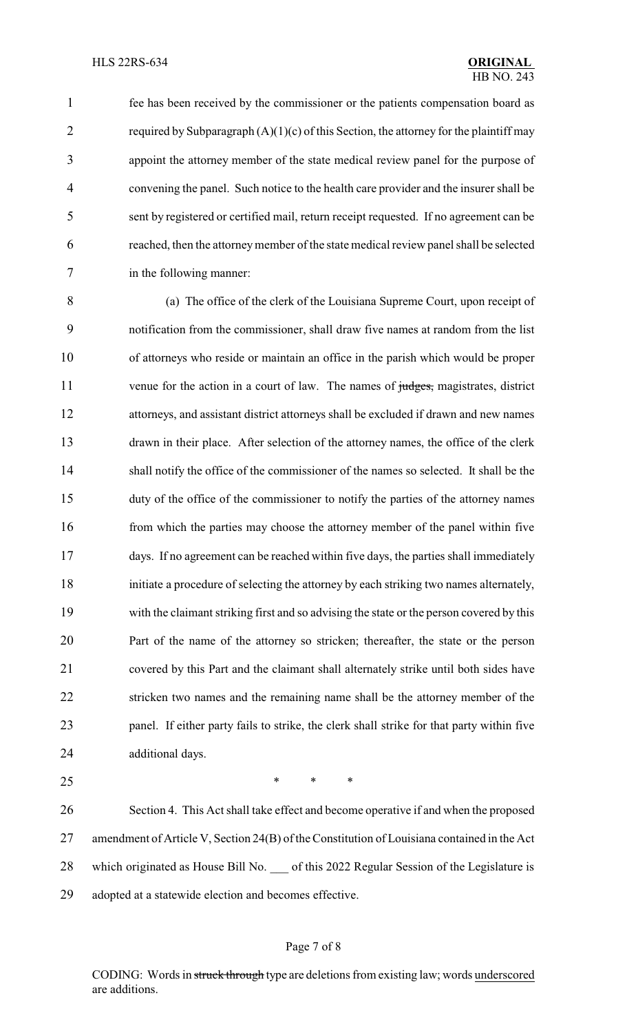fee has been received by the commissioner or the patients compensation board as required by Subparagraph (A)(1)(c) of this Section, the attorney for the plaintiff may appoint the attorney member of the state medical review panel for the purpose of convening the panel. Such notice to the health care provider and the insurer shall be sent by registered or certified mail, return receipt requested. If no agreement can be reached, then the attorney member of the state medical review panel shall be selected in the following manner:

(a) The office of the clerk of the Louisiana Supreme Court, upon receipt of notification from the commissioner, shall draw five names at random from the list of attorneys who reside or maintain an office in the parish which would be proper venue for the action in a court of law. The names of ~~judges,~~ magistrates, district attorneys, and assistant district attorneys shall be excluded if drawn and new names drawn in their place. After selection of the attorney names, the office of the clerk shall notify the office of the commissioner of the names so selected. It shall be the duty of the office of the commissioner to notify the parties of the attorney names from which the parties may choose the attorney member of the panel within five days. If no agreement can be reached within five days, the parties shall immediately initiate a procedure of selecting the attorney by each striking two names alternately, with the claimant striking first and so advising the state or the person covered by this Part of the name of the attorney so stricken; thereafter, the state or the person covered by this Part and the claimant shall alternately strike until both sides have stricken two names and the remaining name shall be the attorney member of the panel. If either party fails to strike, the clerk shall strike for that party within five additional days.

\* \* \*

Section 4. This Act shall take effect and become operative if and when the proposed amendment of Article V, Section 24(B) of the Constitution of Louisiana contained in the Act which originated as House Bill No. \_\_\_ of this 2022 Regular Session of the Legislature is adopted at a statewide election and becomes effective.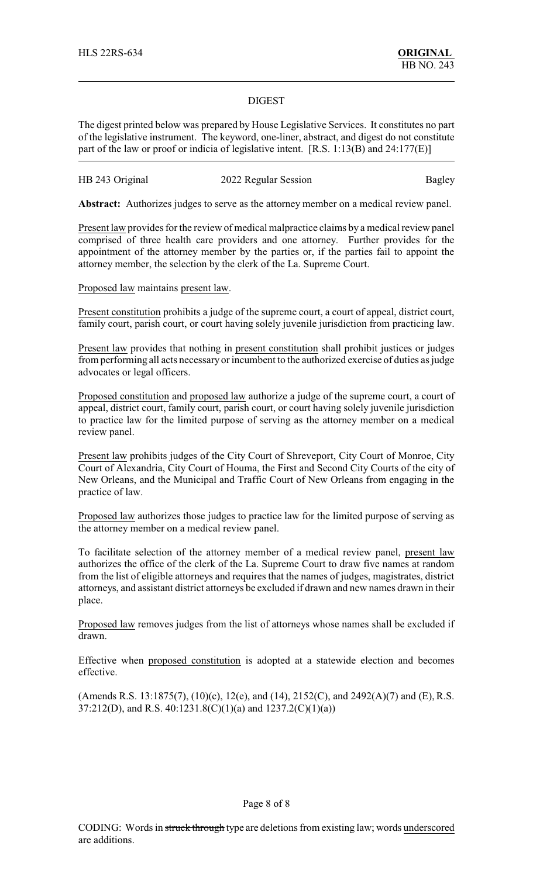HLS 22RS-634 **ORIGINAL**
HB NO. 243

## DIGEST

The digest printed below was prepared by House Legislative Services. It constitutes no part of the legislative instrument. The keyword, one-liner, abstract, and digest do not constitute part of the law or proof or indicia of legislative intent. [R.S. 1:13(B) and 24:177(E)]

HB 243 Original 2022 Regular Session Bagley

**Abstract:** Authorizes judges to serve as the attorney member on a medical review panel.

Present law provides for the review of medical malpractice claims by a medical review panel comprised of three health care providers and one attorney. Further provides for the appointment of the attorney member by the parties or, if the parties fail to appoint the attorney member, the selection by the clerk of the La. Supreme Court.

Proposed law maintains present law.

Present constitution prohibits a judge of the supreme court, a court of appeal, district court, family court, parish court, or court having solely juvenile jurisdiction from practicing law.

Present law provides that nothing in present constitution shall prohibit justices or judges from performing all acts necessary or incumbent to the authorized exercise of duties as judge advocates or legal officers.

Proposed constitution and proposed law authorize a judge of the supreme court, a court of appeal, district court, family court, parish court, or court having solely juvenile jurisdiction to practice law for the limited purpose of serving as the attorney member on a medical review panel.

Present law prohibits judges of the City Court of Shreveport, City Court of Monroe, City Court of Alexandria, City Court of Houma, the First and Second City Courts of the city of New Orleans, and the Municipal and Traffic Court of New Orleans from engaging in the practice of law.

Proposed law authorizes those judges to practice law for the limited purpose of serving as the attorney member on a medical review panel.

To facilitate selection of the attorney member of a medical review panel, present law authorizes the office of the clerk of the La. Supreme Court to draw five names at random from the list of eligible attorneys and requires that the names of judges, magistrates, district attorneys, and assistant district attorneys be excluded if drawn and new names drawn in their place.

Proposed law removes judges from the list of attorneys whose names shall be excluded if drawn.

Effective when proposed constitution is adopted at a statewide election and becomes effective.

(Amends R.S. 13:1875(7), (10)(c), 12(e), and (14), 2152(C), and 2492(A)(7) and (E), R.S. 37:212(D), and R.S. 40:1231.8(C)(1)(a) and 1237.2(C)(1)(a))

CODING: Words in ~~struck through~~ type are deletions from existing law; words underscored are additions.